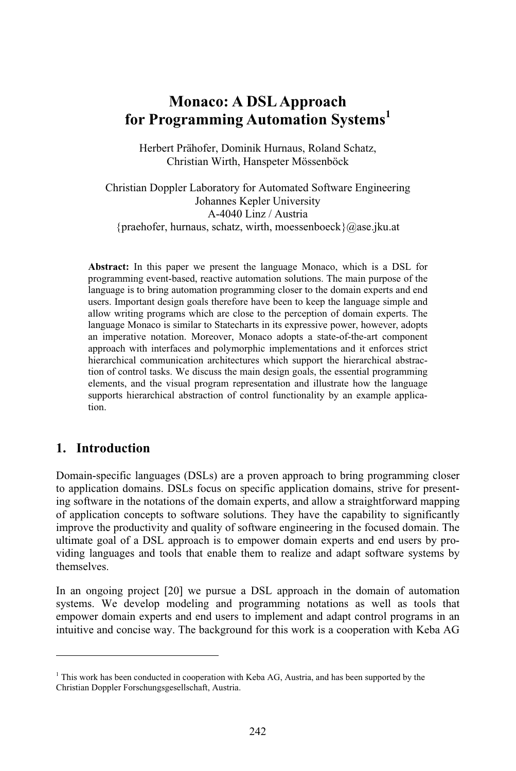# Monaco: A DSL Approach for Programming Automation Systems[1]

Herbert Prähofer, Dominik Hurnaus, Roland Schatz,
Christian Wirth, Hanspeter Mössenböck

Christian Doppler Laboratory for Automated Software Engineering
Johannes Kepler University
A-4040 Linz / Austria
{praehofer, hurnaus, schatz, wirth, moessenboeck}@ase.jku.at

**Abstract:** In this paper we present the language Monaco, which is a DSL for programming event-based, reactive automation solutions. The main purpose of the language is to bring automation programming closer to the domain experts and end users. Important design goals therefore have been to keep the language simple and allow writing programs which are close to the perception of domain experts. The language Monaco is similar to Statecharts in its expressive power, however, adopts an imperative notation. Moreover, Monaco adopts a state-of-the-art component approach with interfaces and polymorphic implementations and it enforces strict hierarchical communication architectures which support the hierarchical abstraction of control tasks. We discuss the main design goals, the essential programming elements, and the visual program representation and illustrate how the language supports hierarchical abstraction of control functionality by an example application.

## 1. Introduction

Domain-specific languages (DSLs) are a proven approach to bring programming closer to application domains. DSLs focus on specific application domains, strive for presenting software in the notations of the domain experts, and allow a straightforward mapping of application concepts to software solutions. They have the capability to significantly improve the productivity and quality of software engineering in the focused domain. The ultimate goal of a DSL approach is to empower domain experts and end users by providing languages and tools that enable them to realize and adapt software systems by themselves.

In an ongoing project [20] we pursue a DSL approach in the domain of automation systems. We develop modeling and programming notations as well as tools that empower domain experts and end users to implement and adapt control programs in an intuitive and concise way. The background for this work is a cooperation with Keba AG

[1] This work has been conducted in cooperation with Keba AG, Austria, and has been supported by the Christian Doppler Forschungsgesellschaft, Austria.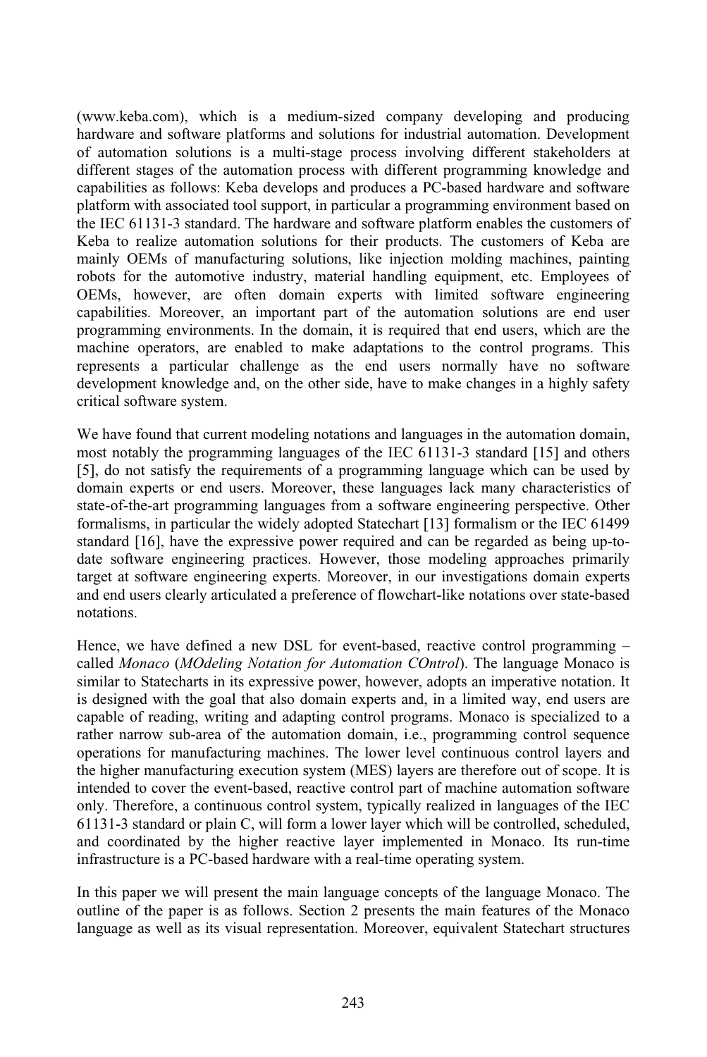(www.keba.com), which is a medium-sized company developing and producing hardware and software platforms and solutions for industrial automation. Development of automation solutions is a multi-stage process involving different stakeholders at different stages of the automation process with different programming knowledge and capabilities as follows: Keba develops and produces a PC-based hardware and software platform with associated tool support, in particular a programming environment based on the IEC 61131-3 standard. The hardware and software platform enables the customers of Keba to realize automation solutions for their products. The customers of Keba are mainly OEMs of manufacturing solutions, like injection molding machines, painting robots for the automotive industry, material handling equipment, etc. Employees of OEMs, however, are often domain experts with limited software engineering capabilities. Moreover, an important part of the automation solutions are end user programming environments. In the domain, it is required that end users, which are the machine operators, are enabled to make adaptations to the control programs. This represents a particular challenge as the end users normally have no software development knowledge and, on the other side, have to make changes in a highly safety critical software system.

We have found that current modeling notations and languages in the automation domain, most notably the programming languages of the IEC 61131-3 standard [15] and others [5], do not satisfy the requirements of a programming language which can be used by domain experts or end users. Moreover, these languages lack many characteristics of state-of-the-art programming languages from a software engineering perspective. Other formalisms, in particular the widely adopted Statechart [13] formalism or the IEC 61499 standard [16], have the expressive power required and can be regarded as being up-to-date software engineering practices. However, those modeling approaches primarily target at software engineering experts. Moreover, in our investigations domain experts and end users clearly articulated a preference of flowchart-like notations over state-based notations.

Hence, we have defined a new DSL for event-based, reactive control programming – called *Monaco* (*MOdeling Notation for Automation COntrol*). The language Monaco is similar to Statecharts in its expressive power, however, adopts an imperative notation. It is designed with the goal that also domain experts and, in a limited way, end users are capable of reading, writing and adapting control programs. Monaco is specialized to a rather narrow sub-area of the automation domain, i.e., programming control sequence operations for manufacturing machines. The lower level continuous control layers and the higher manufacturing execution system (MES) layers are therefore out of scope. It is intended to cover the event-based, reactive control part of machine automation software only. Therefore, a continuous control system, typically realized in languages of the IEC 61131-3 standard or plain C, will form a lower layer which will be controlled, scheduled, and coordinated by the higher reactive layer implemented in Monaco. Its run-time infrastructure is a PC-based hardware with a real-time operating system.

In this paper we will present the main language concepts of the language Monaco. The outline of the paper is as follows. Section 2 presents the main features of the Monaco language as well as its visual representation. Moreover, equivalent Statechart structures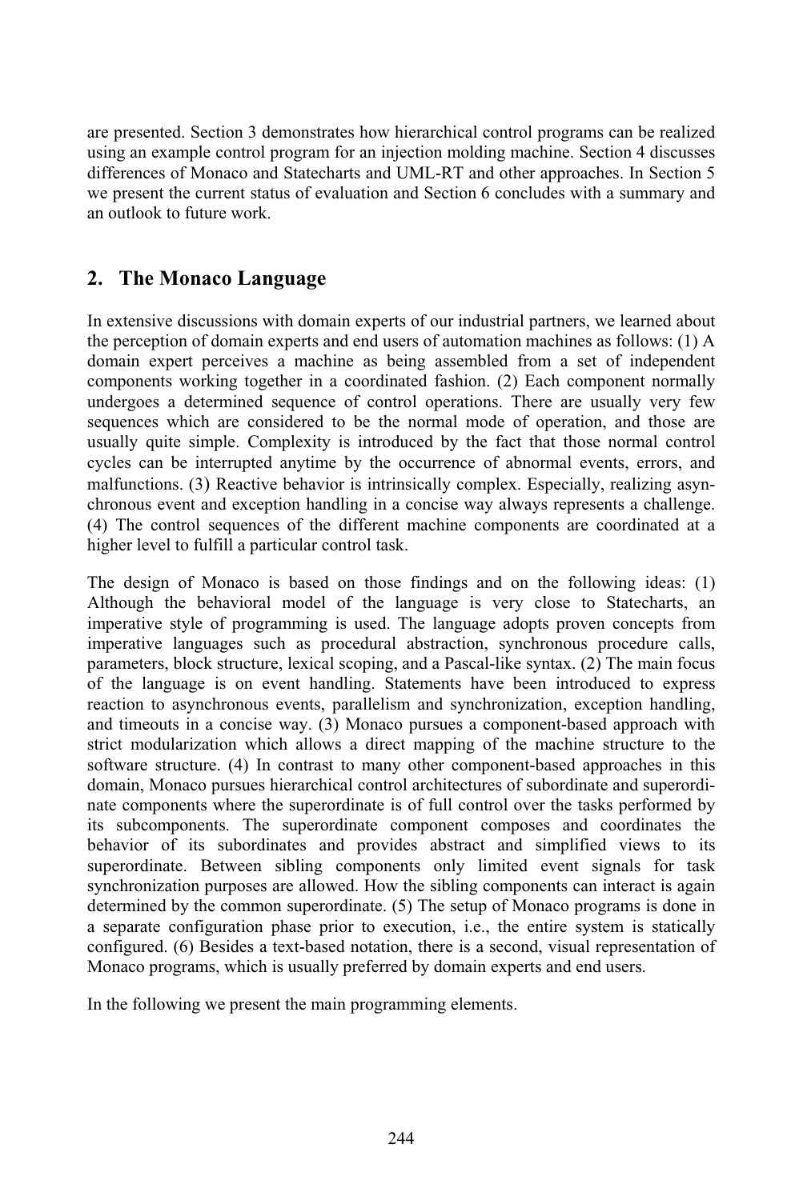are presented. Section 3 demonstrates how hierarchical control programs can be realized using an example control program for an injection molding machine. Section 4 discusses differences of Monaco and Statecharts and UML-RT and other approaches. In Section 5 we present the current status of evaluation and Section 6 concludes with a summary and an outlook to future work.

## 2. The Monaco Language

In extensive discussions with domain experts of our industrial partners, we learned about the perception of domain experts and end users of automation machines as follows: (1) A domain expert perceives a machine as being assembled from a set of independent components working together in a coordinated fashion. (2) Each component normally undergoes a determined sequence of control operations. There are usually very few sequences which are considered to be the normal mode of operation, and those are usually quite simple. Complexity is introduced by the fact that those normal control cycles can be interrupted anytime by the occurrence of abnormal events, errors, and malfunctions. (3) Reactive behavior is intrinsically complex. Especially, realizing asynchronous event and exception handling in a concise way always represents a challenge. (4) The control sequences of the different machine components are coordinated at a higher level to fulfill a particular control task.

The design of Monaco is based on those findings and on the following ideas: (1) Although the behavioral model of the language is very close to Statecharts, an imperative style of programming is used. The language adopts proven concepts from imperative languages such as procedural abstraction, synchronous procedure calls, parameters, block structure, lexical scoping, and a Pascal-like syntax. (2) The main focus of the language is on event handling. Statements have been introduced to express reaction to asynchronous events, parallelism and synchronization, exception handling, and timeouts in a concise way. (3) Monaco pursues a component-based approach with strict modularization which allows a direct mapping of the machine structure to the software structure. (4) In contrast to many other component-based approaches in this domain, Monaco pursues hierarchical control architectures of subordinate and superordinate components where the superordinate is of full control over the tasks performed by its subcomponents. The superordinate component composes and coordinates the behavior of its subordinates and provides abstract and simplified views to its superordinate. Between sibling components only limited event signals for task synchronization purposes are allowed. How the sibling components can interact is again determined by the common superordinate. (5) The setup of Monaco programs is done in a separate configuration phase prior to execution, i.e., the entire system is statically configured. (6) Besides a text-based notation, there is a second, visual representation of Monaco programs, which is usually preferred by domain experts and end users.

In the following we present the main programming elements.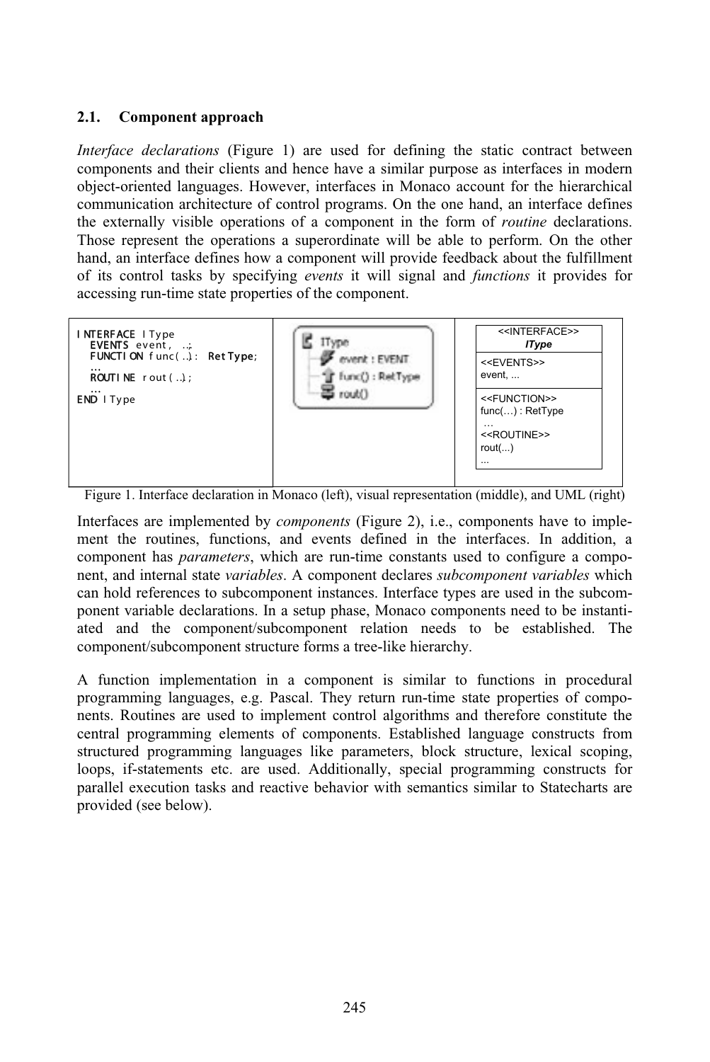### 2.1. Component approach

*Interface declarations* (Figure 1) are used for defining the static contract between components and their clients and hence have a similar purpose as interfaces in modern object-oriented languages. However, interfaces in Monaco account for the hierarchical communication architecture of control programs. On the one hand, an interface defines the externally visible operations of a component in the form of *routine* declarations. Those represent the operations a superordinate will be able to perform. On the other hand, an interface defines how a component will provide feedback about the fulfillment of its control tasks by specifying *events* it will signal and *functions* it provides for accessing run-time state properties of the component.

```
INTERFACE IType
  EVENTS event, ...;
  FUNCTION func(...): RetType;
  ...
  ROUTINE rout(...);
  ...
END IType
```

```
<<INTERFACE>>
IType
<<EVENTS>>
event, ...
<<FUNCTION>>
func(…) : RetType
…
<<ROUTINE>>
rout(...)
...
```

Figure 1. Interface declaration in Monaco (left), visual representation (middle), and UML (right)

Interfaces are implemented by *components* (Figure 2), i.e., components have to implement the routines, functions, and events defined in the interfaces. In addition, a component has *parameters*, which are run-time constants used to configure a component, and internal state *variables*. A component declares *subcomponent variables* which can hold references to subcomponent instances. Interface types are used in the subcomponent variable declarations. In a setup phase, Monaco components need to be instantiated and the component/subcomponent relation needs to be established. The component/subcomponent structure forms a tree-like hierarchy.

A function implementation in a component is similar to functions in procedural programming languages, e.g. Pascal. They return run-time state properties of components. Routines are used to implement control algorithms and therefore constitute the central programming elements of components. Established language constructs from structured programming languages like parameters, block structure, lexical scoping, loops, if-statements etc. are used. Additionally, special programming constructs for parallel execution tasks and reactive behavior with semantics similar to Statecharts are provided (see below).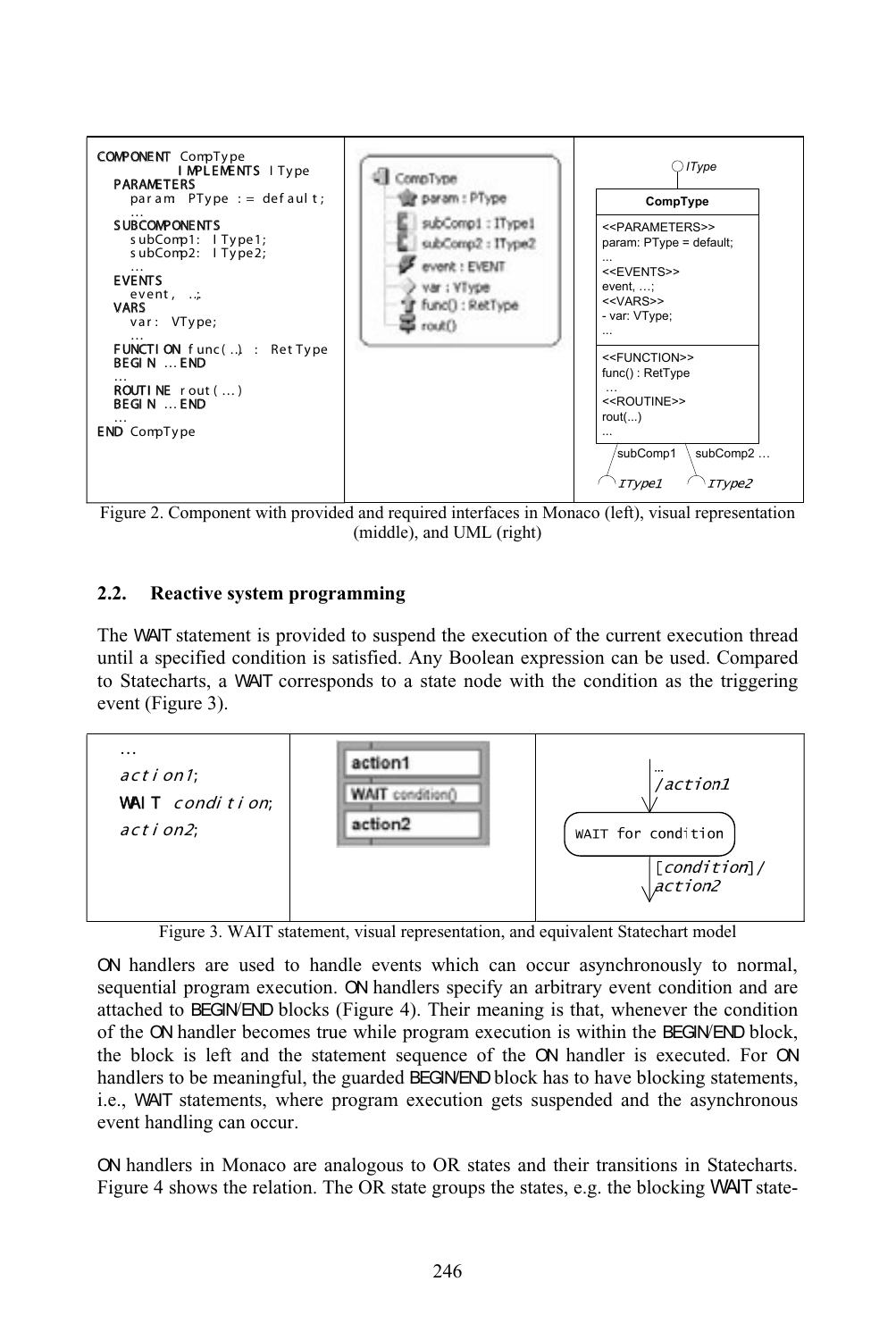| COMPONENT CompType IMPLEMENTS IType | | |
|---|---|---|
| ```COMPONENT CompType IMPLEMENTS IType PARAMETERS param PType := default; ... SUBCOMPONENTS subComp1: IType1; subComp2: IType2; ... EVENTS event, ...; VARS var: VType; ... FUNCTION func(..) : RetType BEGIN ... END ... ROUTINE rout(...) BEGIN ... END ... END CompType``` | CompType / param : PType / subComp1 : IType1 / subComp2 : IType2 / event : EVENT / var : VType / func() : RetType / rout() | IType / CompType / <<PARAMETERS>> param: PType = default; ... <<EVENTS>> event, ...; <<VARS>> - var: VType; ... / <<FUNCTION>> func() : RetType ... <<ROUTINE>> rout(...) ... / subComp1 IType1 / subComp2 ... IType2 |

Figure 2. Component with provided and required interfaces in Monaco (left), visual representation (middle), and UML (right)

## 2.2. Reactive system programming

The WAIT statement is provided to suspend the execution of the current execution thread until a specified condition is satisfied. Any Boolean expression can be used. Compared to Statecharts, a WAIT corresponds to a state node with the condition as the triggering event (Figure 3).

| | | |
|---|---|---|
| ```... action1; WAIT condition; action2;``` | action1 / WAIT condition() / action2 | ... /action1 → WAIT for condition → [condition]/ action2 |

Figure 3. WAIT statement, visual representation, and equivalent Statechart model

ON handlers are used to handle events which can occur asynchronously to normal, sequential program execution. ON handlers specify an arbitrary event condition and are attached to BEGIN/END blocks (Figure 4). Their meaning is that, whenever the condition of the ON handler becomes true while program execution is within the BEGIN/END block, the block is left and the statement sequence of the ON handler is executed. For ON handlers to be meaningful, the guarded BEGIN/END block has to have blocking statements, i.e., WAIT statements, where program execution gets suspended and the asynchronous event handling can occur.

ON handlers in Monaco are analogous to OR states and their transitions in Statecharts. Figure 4 shows the relation. The OR state groups the states, e.g. the blocking WAIT state-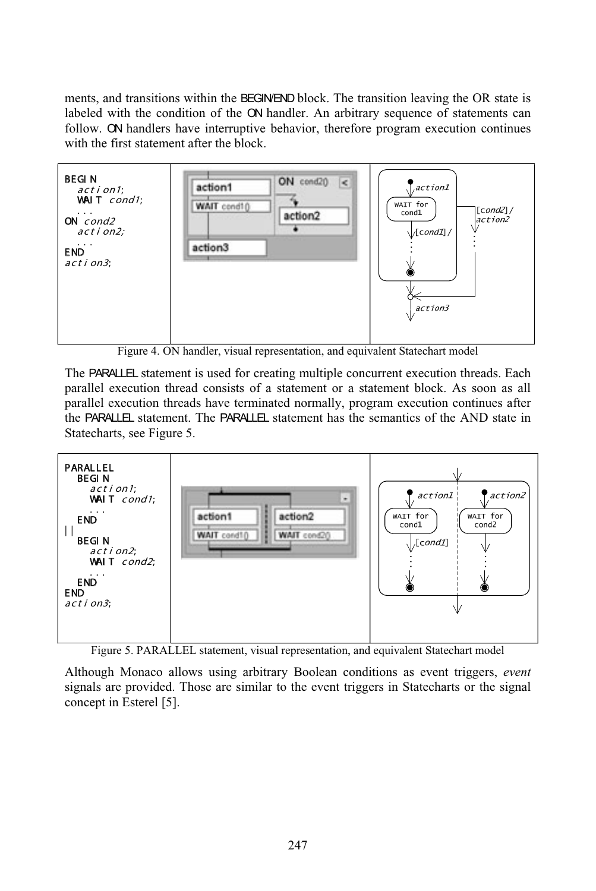ments, and transitions within the BEGIN/END block. The transition leaving the OR state is labeled with the condition of the ON handler. An arbitrary sequence of statements can follow. ON handlers have interruptive behavior, therefore program execution continues with the first statement after the block.

```
BEGIN
   action1;
   WAIT cond1;
   ...
ON cond2
   action2;
   ...
END
action3;
```

Figure 4. ON handler, visual representation, and equivalent Statechart model

The PARALLEL statement is used for creating multiple concurrent execution threads. Each parallel execution thread consists of a statement or a statement block. As soon as all parallel execution threads have terminated normally, program execution continues after the PARALLEL statement. The PARALLEL statement has the semantics of the AND state in Statecharts, see Figure 5.

```
PARALLEL
   BEGIN
      action1;
      WAIT cond1;
      ...
   END
||
   BEGIN
      action2;
      WAIT cond2;
      ...
   END
END
action3;
```

Figure 5. PARALLEL statement, visual representation, and equivalent Statechart model

Although Monaco allows using arbitrary Boolean conditions as event triggers, *event* signals are provided. Those are similar to the event triggers in Statecharts or the signal concept in Esterel [5].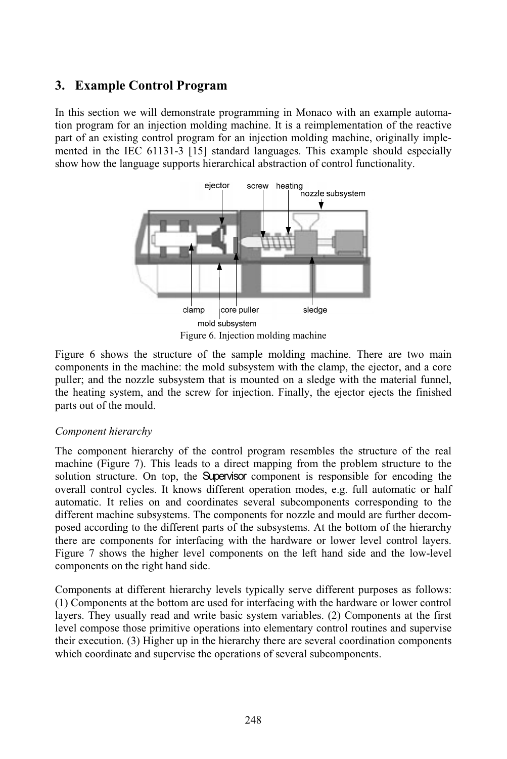## 3. Example Control Program

In this section we will demonstrate programming in Monaco with an example automation program for an injection molding machine. It is a reimplementation of the reactive part of an existing control program for an injection molding machine, originally implemented in the IEC 61131-3 [15] standard languages. This example should especially show how the language supports hierarchical abstraction of control functionality.

Figure 6. Injection molding machine

Figure 6 shows the structure of the sample molding machine. There are two main components in the machine: the mold subsystem with the clamp, the ejector, and a core puller; and the nozzle subsystem that is mounted on a sledge with the material funnel, the heating system, and the screw for injection. Finally, the ejector ejects the finished parts out of the mould.

*Component hierarchy*

The component hierarchy of the control program resembles the structure of the real machine (Figure 7). This leads to a direct mapping from the problem structure to the solution structure. On top, the Supervisor component is responsible for encoding the overall control cycles. It knows different operation modes, e.g. full automatic or half automatic. It relies on and coordinates several subcomponents corresponding to the different machine subsystems. The components for nozzle and mould are further decomposed according to the different parts of the subsystems. At the bottom of the hierarchy there are components for interfacing with the hardware or lower level control layers. Figure 7 shows the higher level components on the left hand side and the low-level components on the right hand side.

Components at different hierarchy levels typically serve different purposes as follows: (1) Components at the bottom are used for interfacing with the hardware or lower control layers. They usually read and write basic system variables. (2) Components at the first level compose those primitive operations into elementary control routines and supervise their execution. (3) Higher up in the hierarchy there are several coordination components which coordinate and supervise the operations of several subcomponents.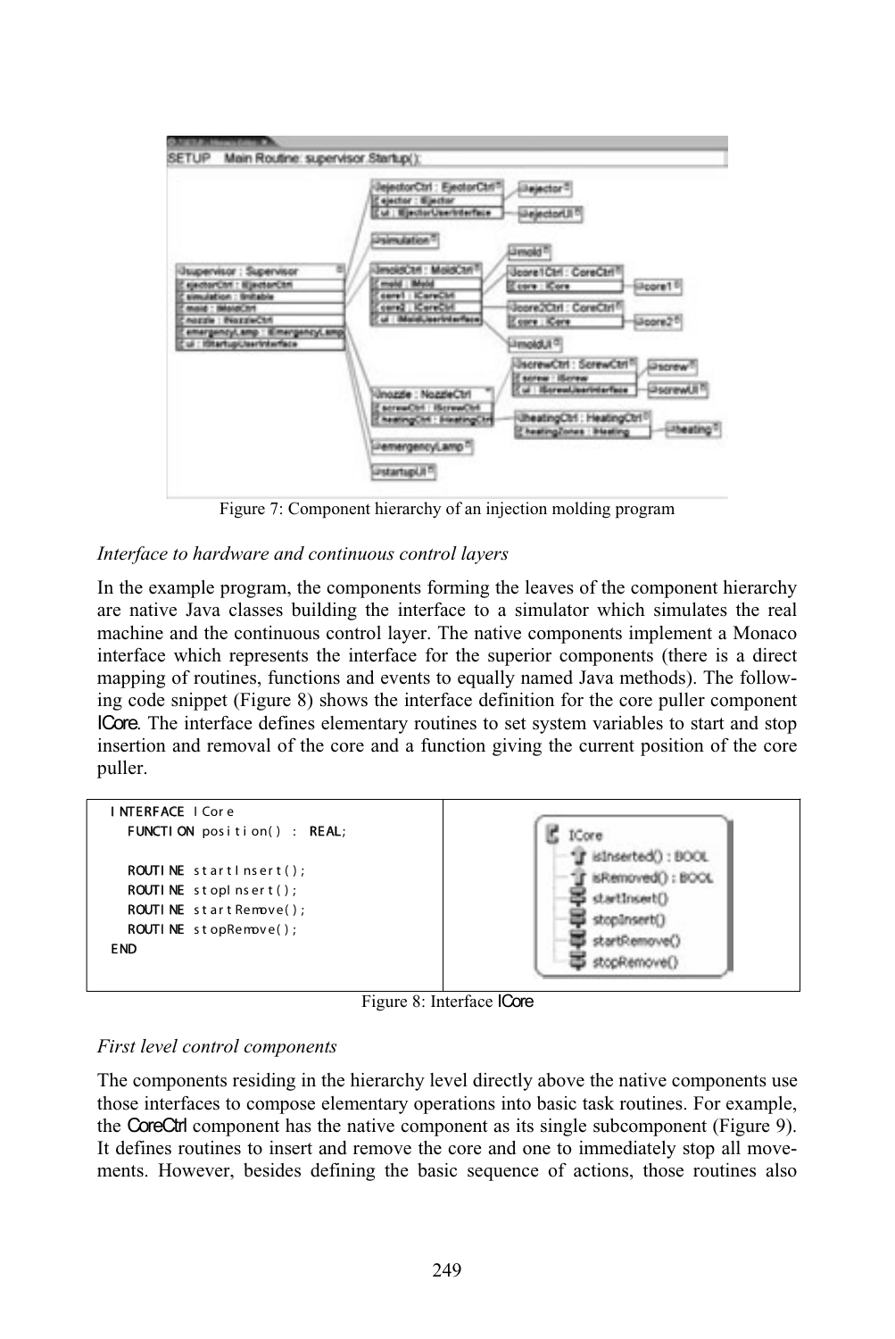Figure 7: Component hierarchy of an injection molding program

*Interface to hardware and continuous control layers*

In the example program, the components forming the leaves of the component hierarchy are native Java classes building the interface to a simulator which simulates the real machine and the continuous control layer. The native components implement a Monaco interface which represents the interface for the superior components (there is a direct mapping of routines, functions and events to equally named Java methods). The following code snippet (Figure 8) shows the interface definition for the core puller component ICore. The interface defines elementary routines to set system variables to start and stop insertion and removal of the core and a function giving the current position of the core puller.

```
INTERFACE ICore
  FUNCTION position() : REAL;

  ROUTINE startInsert();
  ROUTINE stopInsert();
  ROUTINE startRemove();
  ROUTINE stopRemove();
END
```

Figure 8: Interface ICore

*First level control components*

The components residing in the hierarchy level directly above the native components use those interfaces to compose elementary operations into basic task routines. For example, the CoreCtrl component has the native component as its single subcomponent (Figure 9). It defines routines to insert and remove the core and one to immediately stop all movements. However, besides defining the basic sequence of actions, those routines also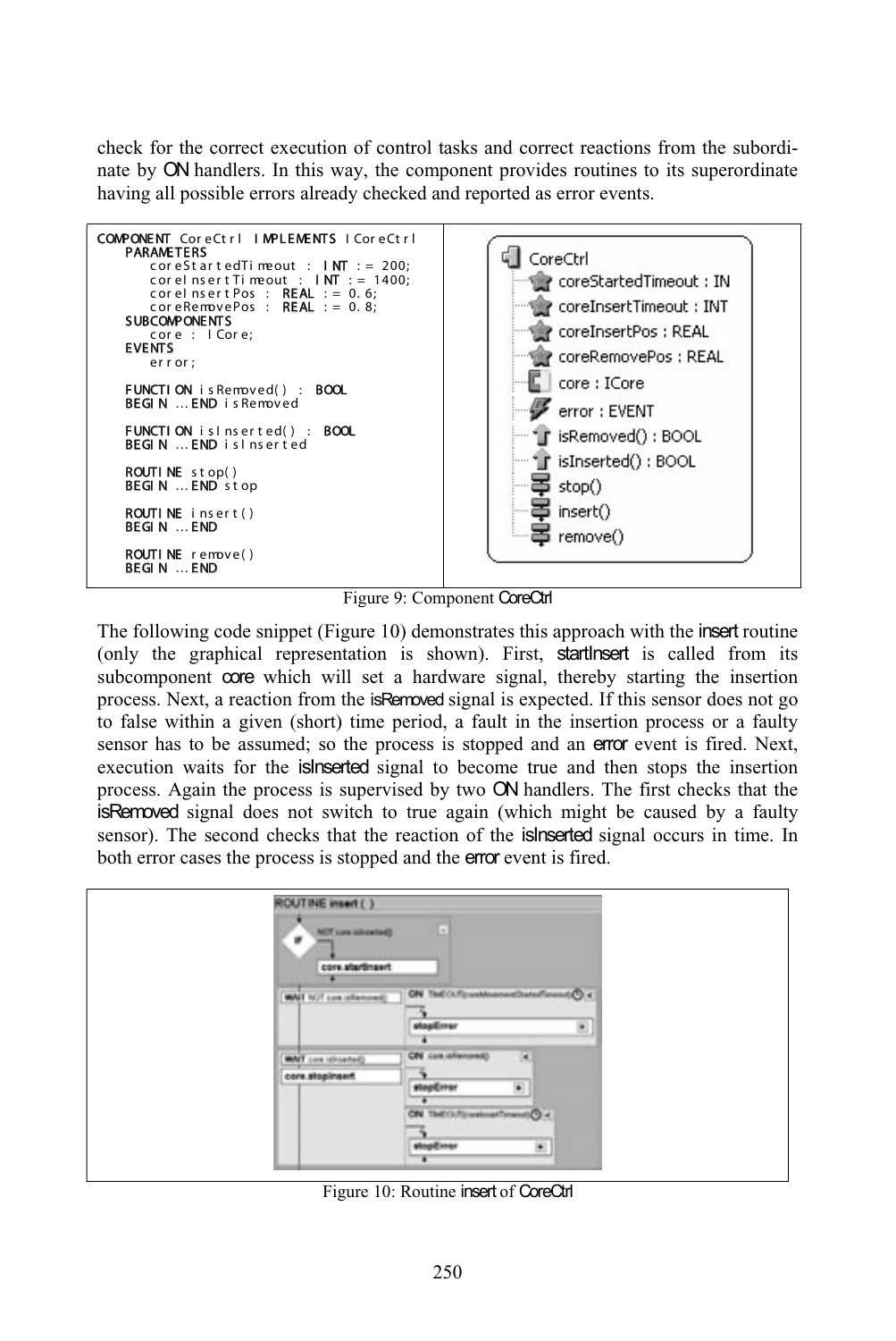check for the correct execution of control tasks and correct reactions from the subordinate by ON handlers. In this way, the component provides routines to its superordinate having all possible errors already checked and reported as error events.

```
COMPONENT CoreCtrl IMPLEMENTS ICoreCtrl
    PARAMETERS
        coreStartedTimeout : INT := 200;
        coreInsertTimeout : INT := 1400;
        coreInsertPos : REAL := 0.6;
        coreRemovePos : REAL := 0.8;
    SUBCOMPONENTS
        core : ICore;
    EVENTS
        error;

    FUNCTION isRemoved() : BOOL
    BEGIN ... END isRemoved

    FUNCTION isInserted() : BOOL
    BEGIN ... END isInserted

    ROUTINE stop()
    BEGIN ... END stop

    ROUTINE insert()
    BEGIN ... END

    ROUTINE remove()
    BEGIN ... END
```

Figure 9: Component CoreCtrl

The following code snippet (Figure 10) demonstrates this approach with the insert routine (only the graphical representation is shown). First, startInsert is called from its subcomponent core which will set a hardware signal, thereby starting the insertion process. Next, a reaction from the isRemoved signal is expected. If this sensor does not go to false within a given (short) time period, a fault in the insertion process or a faulty sensor has to be assumed; so the process is stopped and an error event is fired. Next, execution waits for the isInserted signal to become true and then stops the insertion process. Again the process is supervised by two ON handlers. The first checks that the isRemoved signal does not switch to true again (which might be caused by a faulty sensor). The second checks that the reaction of the isInserted signal occurs in time. In both error cases the process is stopped and the error event is fired.

Figure 10: Routine insert of CoreCtrl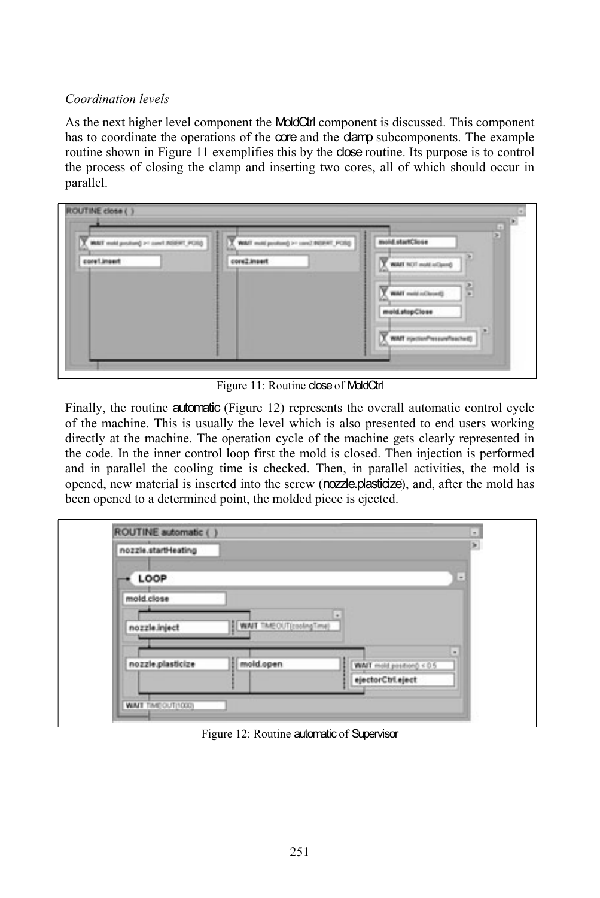*Coordination levels*

As the next higher level component the MoldCtrl component is discussed. This component has to coordinate the operations of the core and the clamp subcomponents. The example routine shown in Figure 11 exemplifies this by the close routine. Its purpose is to control the process of closing the clamp and inserting two cores, all of which should occur in parallel.

Figure 11: Routine close of MoldCtrl

Finally, the routine automatic (Figure 12) represents the overall automatic control cycle of the machine. This is usually the level which is also presented to end users working directly at the machine. The operation cycle of the machine gets clearly represented in the code. In the inner control loop first the mold is closed. Then injection is performed and in parallel the cooling time is checked. Then, in parallel activities, the mold is opened, new material is inserted into the screw (nozzle.plasticize), and, after the mold has been opened to a determined point, the molded piece is ejected.

Figure 12: Routine automatic of Supervisor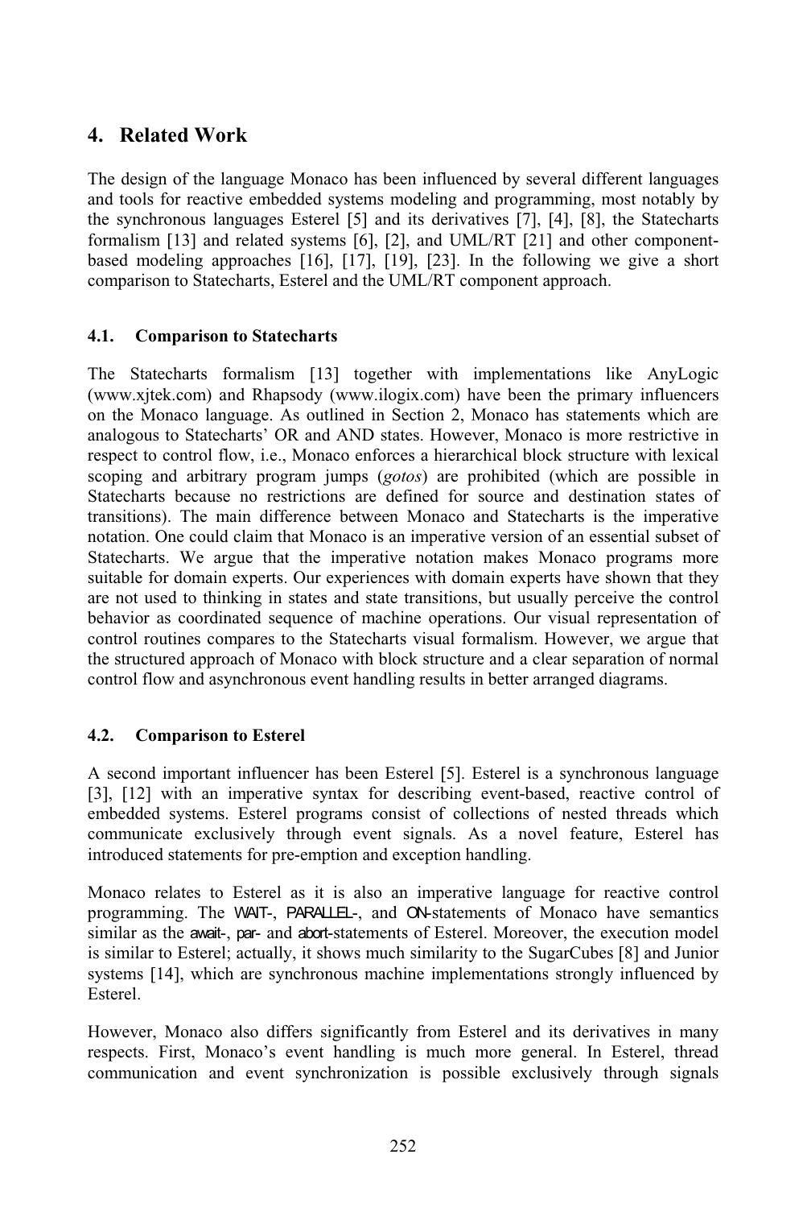## 4. Related Work

The design of the language Monaco has been influenced by several different languages and tools for reactive embedded systems modeling and programming, most notably by the synchronous languages Esterel [5] and its derivatives [7], [4], [8], the Statecharts formalism [13] and related systems [6], [2], and UML/RT [21] and other component-based modeling approaches [16], [17], [19], [23]. In the following we give a short comparison to Statecharts, Esterel and the UML/RT component approach.

### 4.1. Comparison to Statecharts

The Statecharts formalism [13] together with implementations like AnyLogic (www.xjtek.com) and Rhapsody (www.ilogix.com) have been the primary influencers on the Monaco language. As outlined in Section 2, Monaco has statements which are analogous to Statecharts' OR and AND states. However, Monaco is more restrictive in respect to control flow, i.e., Monaco enforces a hierarchical block structure with lexical scoping and arbitrary program jumps (*gotos*) are prohibited (which are possible in Statecharts because no restrictions are defined for source and destination states of transitions). The main difference between Monaco and Statecharts is the imperative notation. One could claim that Monaco is an imperative version of an essential subset of Statecharts. We argue that the imperative notation makes Monaco programs more suitable for domain experts. Our experiences with domain experts have shown that they are not used to thinking in states and state transitions, but usually perceive the control behavior as coordinated sequence of machine operations. Our visual representation of control routines compares to the Statecharts visual formalism. However, we argue that the structured approach of Monaco with block structure and a clear separation of normal control flow and asynchronous event handling results in better arranged diagrams.

### 4.2. Comparison to Esterel

A second important influencer has been Esterel [5]. Esterel is a synchronous language [3], [12] with an imperative syntax for describing event-based, reactive control of embedded systems. Esterel programs consist of collections of nested threads which communicate exclusively through event signals. As a novel feature, Esterel has introduced statements for pre-emption and exception handling.

Monaco relates to Esterel as it is also an imperative language for reactive control programming. The WAIT-, PARALLEL-, and ON-statements of Monaco have semantics similar as the await-, par- and abort-statements of Esterel. Moreover, the execution model is similar to Esterel; actually, it shows much similarity to the SugarCubes [8] and Junior systems [14], which are synchronous machine implementations strongly influenced by Esterel.

However, Monaco also differs significantly from Esterel and its derivatives in many respects. First, Monaco's event handling is much more general. In Esterel, thread communication and event synchronization is possible exclusively through signals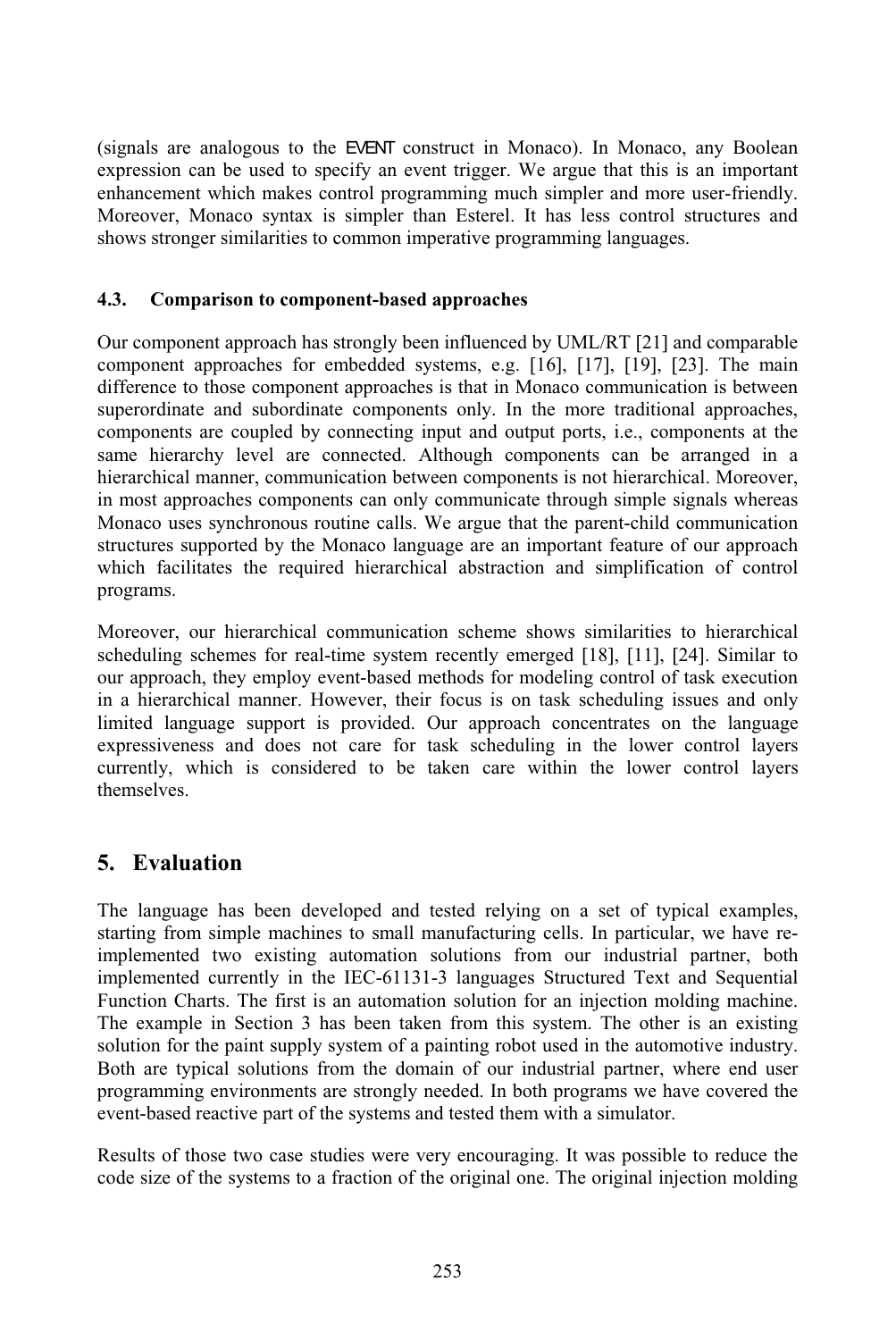(signals are analogous to the EVENT construct in Monaco). In Monaco, any Boolean expression can be used to specify an event trigger. We argue that this is an important enhancement which makes control programming much simpler and more user-friendly. Moreover, Monaco syntax is simpler than Esterel. It has less control structures and shows stronger similarities to common imperative programming languages.

### 4.3. Comparison to component-based approaches

Our component approach has strongly been influenced by UML/RT [21] and comparable component approaches for embedded systems, e.g. [16], [17], [19], [23]. The main difference to those component approaches is that in Monaco communication is between superordinate and subordinate components only. In the more traditional approaches, components are coupled by connecting input and output ports, i.e., components at the same hierarchy level are connected. Although components can be arranged in a hierarchical manner, communication between components is not hierarchical. Moreover, in most approaches components can only communicate through simple signals whereas Monaco uses synchronous routine calls. We argue that the parent-child communication structures supported by the Monaco language are an important feature of our approach which facilitates the required hierarchical abstraction and simplification of control programs.

Moreover, our hierarchical communication scheme shows similarities to hierarchical scheduling schemes for real-time system recently emerged [18], [11], [24]. Similar to our approach, they employ event-based methods for modeling control of task execution in a hierarchical manner. However, their focus is on task scheduling issues and only limited language support is provided. Our approach concentrates on the language expressiveness and does not care for task scheduling in the lower control layers currently, which is considered to be taken care within the lower control layers themselves.

## 5. Evaluation

The language has been developed and tested relying on a set of typical examples, starting from simple machines to small manufacturing cells. In particular, we have re-implemented two existing automation solutions from our industrial partner, both implemented currently in the IEC-61131-3 languages Structured Text and Sequential Function Charts. The first is an automation solution for an injection molding machine. The example in Section 3 has been taken from this system. The other is an existing solution for the paint supply system of a painting robot used in the automotive industry. Both are typical solutions from the domain of our industrial partner, where end user programming environments are strongly needed. In both programs we have covered the event-based reactive part of the systems and tested them with a simulator.

Results of those two case studies were very encouraging. It was possible to reduce the code size of the systems to a fraction of the original one. The original injection molding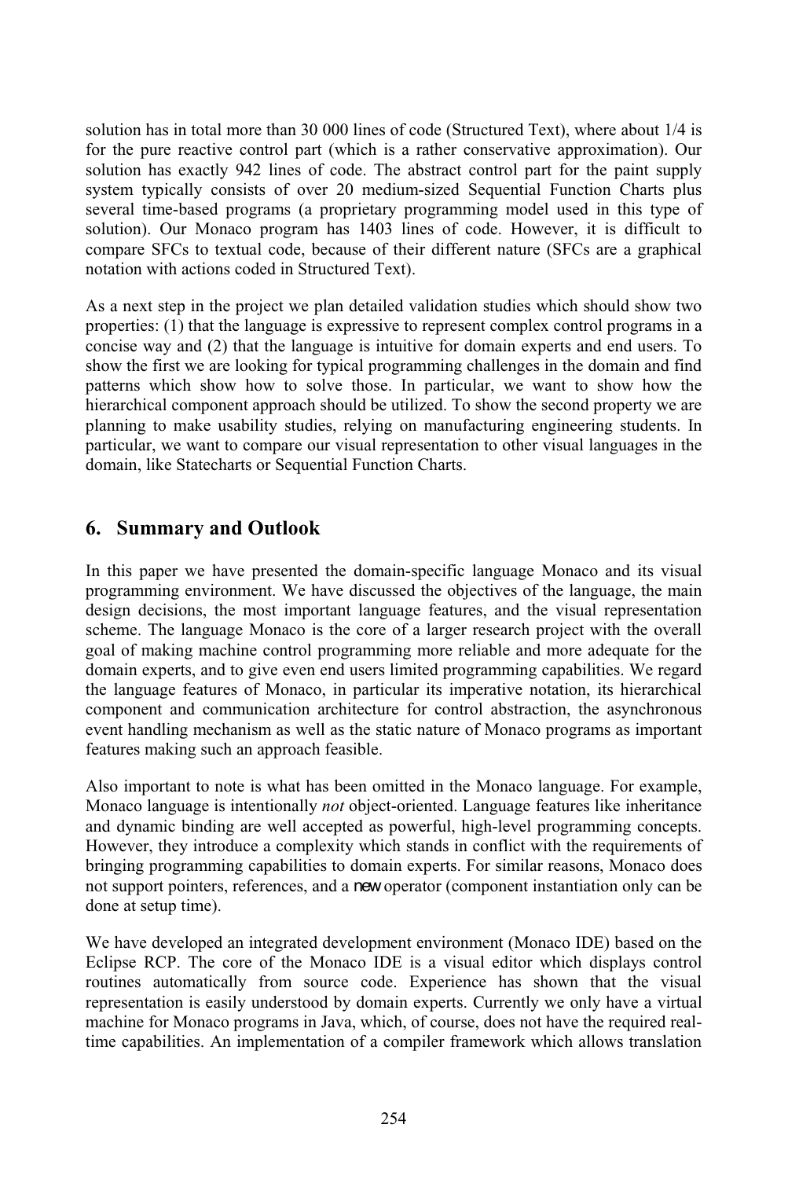solution has in total more than 30 000 lines of code (Structured Text), where about 1/4 is for the pure reactive control part (which is a rather conservative approximation). Our solution has exactly 942 lines of code. The abstract control part for the paint supply system typically consists of over 20 medium-sized Sequential Function Charts plus several time-based programs (a proprietary programming model used in this type of solution). Our Monaco program has 1403 lines of code. However, it is difficult to compare SFCs to textual code, because of their different nature (SFCs are a graphical notation with actions coded in Structured Text).

As a next step in the project we plan detailed validation studies which should show two properties: (1) that the language is expressive to represent complex control programs in a concise way and (2) that the language is intuitive for domain experts and end users. To show the first we are looking for typical programming challenges in the domain and find patterns which show how to solve those. In particular, we want to show how the hierarchical component approach should be utilized. To show the second property we are planning to make usability studies, relying on manufacturing engineering students. In particular, we want to compare our visual representation to other visual languages in the domain, like Statecharts or Sequential Function Charts.

## 6. Summary and Outlook

In this paper we have presented the domain-specific language Monaco and its visual programming environment. We have discussed the objectives of the language, the main design decisions, the most important language features, and the visual representation scheme. The language Monaco is the core of a larger research project with the overall goal of making machine control programming more reliable and more adequate for the domain experts, and to give even end users limited programming capabilities. We regard the language features of Monaco, in particular its imperative notation, its hierarchical component and communication architecture for control abstraction, the asynchronous event handling mechanism as well as the static nature of Monaco programs as important features making such an approach feasible.

Also important to note is what has been omitted in the Monaco language. For example, Monaco language is intentionally *not* object-oriented. Language features like inheritance and dynamic binding are well accepted as powerful, high-level programming concepts. However, they introduce a complexity which stands in conflict with the requirements of bringing programming capabilities to domain experts. For similar reasons, Monaco does not support pointers, references, and a `new` operator (component instantiation only can be done at setup time).

We have developed an integrated development environment (Monaco IDE) based on the Eclipse RCP. The core of the Monaco IDE is a visual editor which displays control routines automatically from source code. Experience has shown that the visual representation is easily understood by domain experts. Currently we only have a virtual machine for Monaco programs in Java, which, of course, does not have the required real-time capabilities. An implementation of a compiler framework which allows translation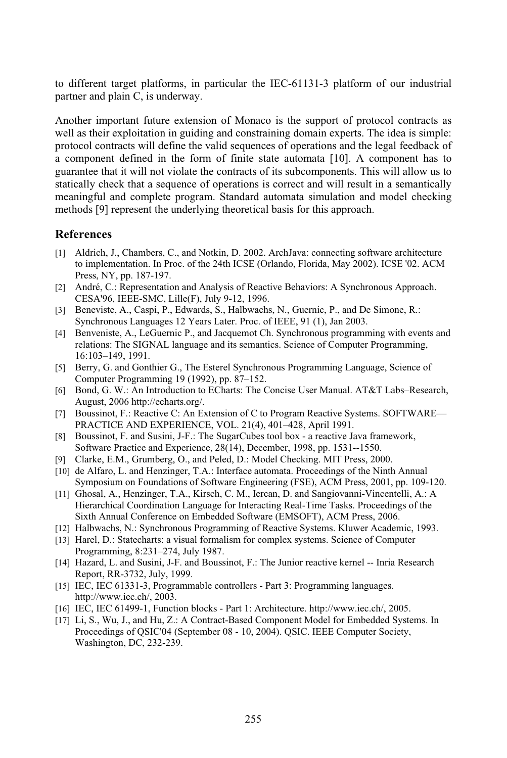to different target platforms, in particular the IEC-61131-3 platform of our industrial partner and plain C, is underway.

Another important future extension of Monaco is the support of protocol contracts as well as their exploitation in guiding and constraining domain experts. The idea is simple: protocol contracts will define the valid sequences of operations and the legal feedback of a component defined in the form of finite state automata [10]. A component has to guarantee that it will not violate the contracts of its subcomponents. This will allow us to statically check that a sequence of operations is correct and will result in a semantically meaningful and complete program. Standard automata simulation and model checking methods [9] represent the underlying theoretical basis for this approach.

## References

[1] Aldrich, J., Chambers, C., and Notkin, D. 2002. ArchJava: connecting software architecture to implementation. In Proc. of the 24th ICSE (Orlando, Florida, May 2002). ICSE '02. ACM Press, NY, pp. 187-197.

[2] André, C.: Representation and Analysis of Reactive Behaviors: A Synchronous Approach. CESA'96, IEEE-SMC, Lille(F), July 9-12, 1996.

[3] Beneviste, A., Caspi, P., Edwards, S., Halbwachs, N., Guernic, P., and De Simone, R.: Synchronous Languages 12 Years Later. Proc. of IEEE, 91 (1), Jan 2003.

[4] Benveniste, A., LeGuernic P., and Jacquemot Ch. Synchronous programming with events and relations: The SIGNAL language and its semantics. Science of Computer Programming, 16:103–149, 1991.

[5] Berry, G. and Gonthier G., The Esterel Synchronous Programming Language, Science of Computer Programming 19 (1992), pp. 87–152.

[6] Bond, G. W.: An Introduction to ECharts: The Concise User Manual. AT&T Labs–Research, August, 2006 http://echarts.org/.

[7] Boussinot, F.: Reactive C: An Extension of C to Program Reactive Systems. SOFTWARE—PRACTICE AND EXPERIENCE, VOL. 21(4), 401–428, April 1991.

[8] Boussinot, F. and Susini, J-F.: The SugarCubes tool box - a reactive Java framework, Software Practice and Experience, 28(14), December, 1998, pp. 1531--1550.

[9] Clarke, E.M., Grumberg, O., and Peled, D.: Model Checking. MIT Press, 2000.

[10] de Alfaro, L. and Henzinger, T.A.: Interface automata. Proceedings of the Ninth Annual Symposium on Foundations of Software Engineering (FSE), ACM Press, 2001, pp. 109-120.

[11] Ghosal, A., Henzinger, T.A., Kirsch, C. M., Iercan, D. and Sangiovanni-Vincentelli, A.: A Hierarchical Coordination Language for Interacting Real-Time Tasks. Proceedings of the Sixth Annual Conference on Embedded Software (EMSOFT), ACM Press, 2006.

[12] Halbwachs, N.: Synchronous Programming of Reactive Systems. Kluwer Academic, 1993.

[13] Harel, D.: Statecharts: a visual formalism for complex systems. Science of Computer Programming, 8:231–274, July 1987.

[14] Hazard, L. and Susini, J-F. and Boussinot, F.: The Junior reactive kernel -- Inria Research Report, RR-3732, July, 1999.

[15] IEC, IEC 61331-3, Programmable controllers - Part 3: Programming languages. http://www.iec.ch/, 2003.

[16] IEC, IEC 61499-1, Function blocks - Part 1: Architecture. http://www.iec.ch/, 2005.

[17] Li, S., Wu, J., and Hu, Z.: A Contract-Based Component Model for Embedded Systems. In Proceedings of QSIC'04 (September 08 - 10, 2004). QSIC. IEEE Computer Society, Washington, DC, 232-239.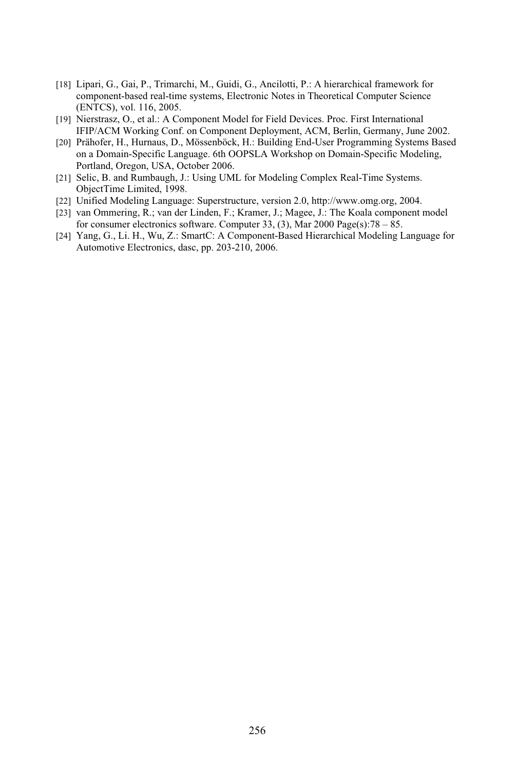[18] Lipari, G., Gai, P., Trimarchi, M., Guidi, G., Ancilotti, P.: A hierarchical framework for component-based real-time systems, Electronic Notes in Theoretical Computer Science (ENTCS), vol. 116, 2005.

[19] Nierstrasz, O., et al.: A Component Model for Field Devices. Proc. First International IFIP/ACM Working Conf. on Component Deployment, ACM, Berlin, Germany, June 2002.

[20] Prähofer, H., Hurnaus, D., Mössenböck, H.: Building End-User Programming Systems Based on a Domain-Specific Language. 6th OOPSLA Workshop on Domain-Specific Modeling, Portland, Oregon, USA, October 2006.

[21] Selic, B. and Rumbaugh, J.: Using UML for Modeling Complex Real-Time Systems. ObjectTime Limited, 1998.

[22] Unified Modeling Language: Superstructure, version 2.0, http://www.omg.org, 2004.

[23] van Ommering, R.; van der Linden, F.; Kramer, J.; Magee, J.: The Koala component model for consumer electronics software. Computer 33, (3), Mar 2000 Page(s):78 – 85.

[24] Yang, G., Li. H., Wu, Z.: SmartC: A Component-Based Hierarchical Modeling Language for Automotive Electronics, dasc, pp. 203-210, 2006.